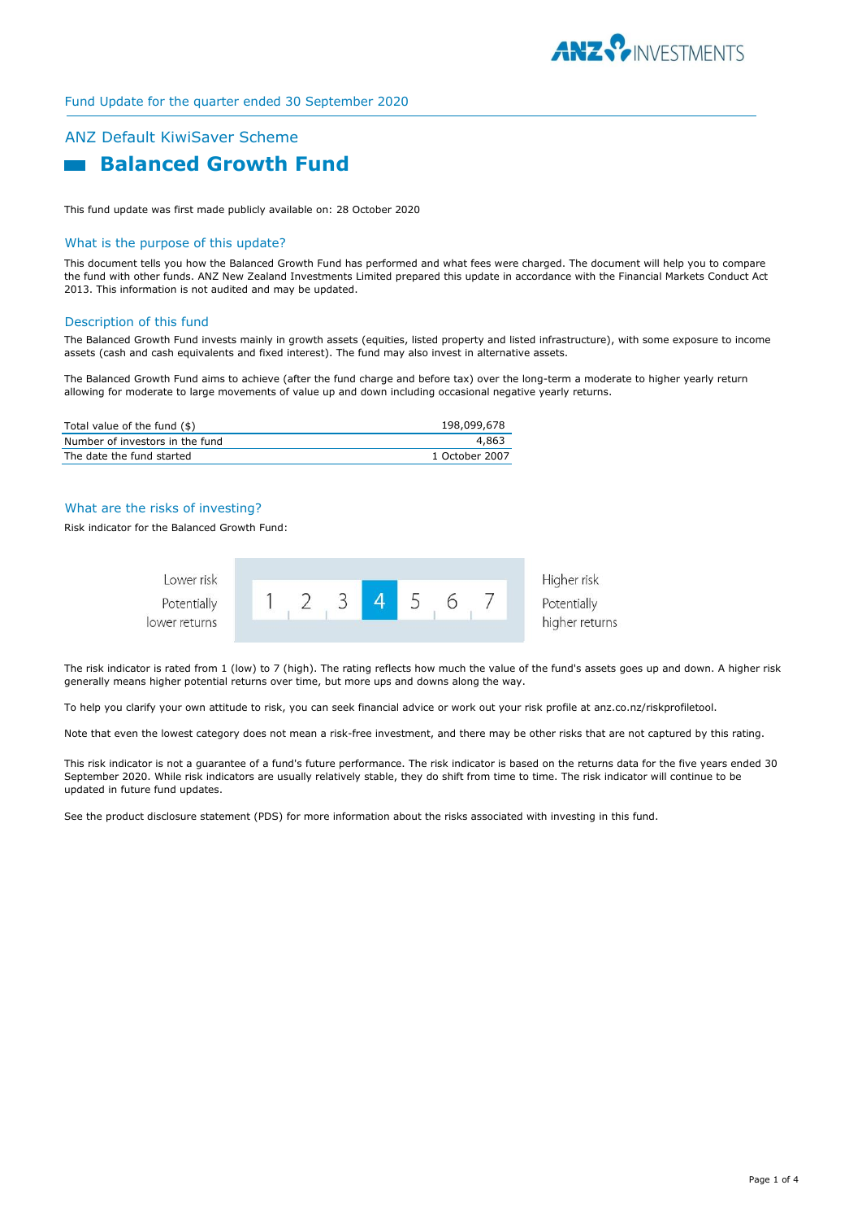Fund Update for the quarter ended 30 September 2020

## ANZ Default KiwiSaver Scheme

# Balanced Growth Fund

This fund update was first made publicly available on: 28 October 2020

## What is the purpose of this update?

This document tells you how the Balanced Growth Fund has performed and what fees were charged. The document will help you to compare the fund with other funds. ANZ New Zealand Investments Limited prepared this update in accordance with the Financial Markets Conduct Act 2013. This information is not audited and may be updated.

## Description of this fund

The Balanced Growth Fund invests mainly in growth assets (equities, listed property and listed infrastructure), with some exposure to income assets (cash and cash equivalents and fixed interest). The fund may also invest in alternative assets.

The Balanced Growth Fund aims to achieve (after the fund charge and before tax) over the long-term a moderate to higher yearly return allowing for moderate to large movements of value up and down including occasional negative yearly returns.

| | |
|---|---|
| Total value of the fund ($) | 198,099,678 |
| Number of investors in the fund | 4,863 |
| The date the fund started | 1 October 2007 |

## What are the risks of investing?

Risk indicator for the Balanced Growth Fund:

| Lower risk<br>Potentially lower returns | 1 | 2 | 3 | **4** | 5 | 6 | 7 | Higher risk<br>Potentially higher returns |
|---|---|---|---|---|---|---|---|---|

The risk indicator is rated from 1 (low) to 7 (high). The rating reflects how much the value of the fund's assets goes up and down. A higher risk generally means higher potential returns over time, but more ups and downs along the way.

To help you clarify your own attitude to risk, you can seek financial advice or work out your risk profile at anz.co.nz/riskprofiletool.

Note that even the lowest category does not mean a risk-free investment, and there may be other risks that are not captured by this rating.

This risk indicator is not a guarantee of a fund's future performance. The risk indicator is based on the returns data for the five years ended 30 September 2020. While risk indicators are usually relatively stable, they do shift from time to time. The risk indicator will continue to be updated in future fund updates.

See the product disclosure statement (PDS) for more information about the risks associated with investing in this fund.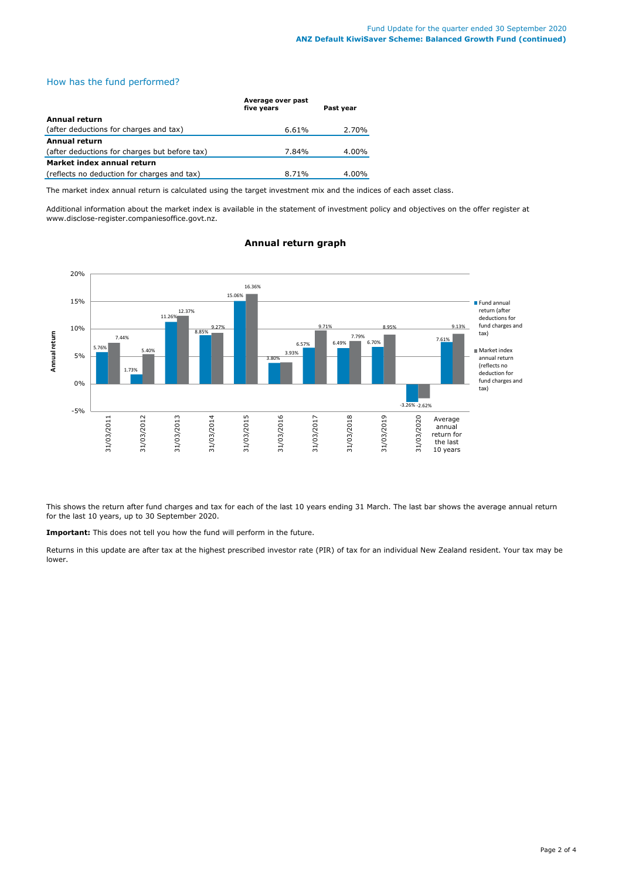## How has the fund performed?

| | Average over past five years | Past year |
|---|---|---|
| **Annual return** (after deductions for charges and tax) | 6.61% | 2.70% |
| **Annual return** (after deductions for charges but before tax) | 7.84% | 4.00% |
| **Market index annual return** (reflects no deduction for charges and tax) | 8.71% | 4.00% |

The market index annual return is calculated using the target investment mix and the indices of each asset class.

Additional information about the market index is available in the statement of investment policy and objectives on the offer register at www.disclose-register.companiesoffice.govt.nz.

### Annual return graph

| | Fund annual return (after deductions for fund charges and tax) | Market index annual return (reflects no deduction for fund charges and tax) |
|---|---|---|
| 31/03/2011 | 5.76% | 7.44% |
| 31/03/2012 | 1.73% | 5.40% |
| 31/03/2013 | 11.26% | 12.37% |
| 31/03/2014 | 8.85% | 9.27% |
| 31/03/2015 | 15.06% | 16.36% |
| 31/03/2016 | 3.80% | 3.93% |
| 31/03/2017 | 6.57% | 9.71% |
| 31/03/2018 | 6.49% | 7.79% |
| 31/03/2019 | 6.70% | 8.95% |
| 31/03/2020 | -3.26% | -2.62% |
| Average annual return for the last 10 years | 7.61% | 9.13% |

This shows the return after fund charges and tax for each of the last 10 years ending 31 March. The last bar shows the average annual return for the last 10 years, up to 30 September 2020.

**Important:** This does not tell you how the fund will perform in the future.

Returns in this update are after tax at the highest prescribed investor rate (PIR) of tax for an individual New Zealand resident. Your tax may be lower.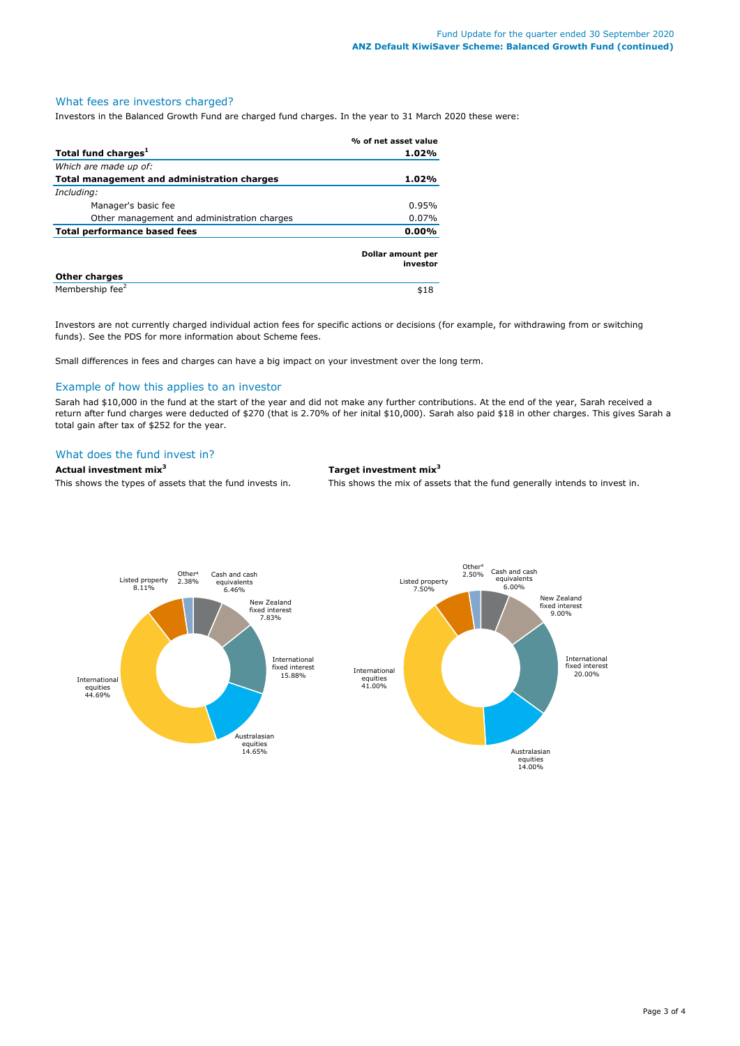## What fees are investors charged?

Investors in the Balanced Growth Fund are charged fund charges. In the year to 31 March 2020 these were:

| | % of net asset value |
|---|---|
| **Total fund charges[1]** | **1.02%** |
| *Which are made up of:* | |
| **Total management and administration charges** | **1.02%** |
| *Including:* | |
| Manager's basic fee | 0.95% |
| Other management and administration charges | 0.07% |
| **Total performance based fees** | **0.00%** |

| | Dollar amount per investor |
|---|---|
| **Other charges** | |
| Membership fee[2] | $18 |

Investors are not currently charged individual action fees for specific actions or decisions (for example, for withdrawing from or switching funds). See the PDS for more information about Scheme fees.

Small differences in fees and charges can have a big impact on your investment over the long term.

## Example of how this applies to an investor

Sarah had $10,000 in the fund at the start of the year and did not make any further contributions. At the end of the year, Sarah received a return after fund charges were deducted of $270 (that is 2.70% of her inital $10,000). Sarah also paid $18 in other charges. This gives Sarah a total gain after tax of $252 for the year.

## What does the fund invest in?

**Actual investment mix[3]**

This shows the types of assets that the fund invests in.

| Asset type | Actual |
|---|---|
| Cash and cash equivalents | 6.46% |
| New Zealand fixed interest | 7.83% |
| International fixed interest | 15.88% |
| Australasian equities | 14.65% |
| International equities | 44.69% |
| Listed property | 8.11% |
| Other[4] | 2.38% |

**Target investment mix[3]**

This shows the mix of assets that the fund generally intends to invest in.

| Asset type | Target |
|---|---|
| Cash and cash equivalents | 6.00% |
| New Zealand fixed interest | 9.00% |
| International fixed interest | 20.00% |
| Australasian equities | 14.00% |
| International equities | 41.00% |
| Listed property | 7.50% |
| Other[4] | 2.50% |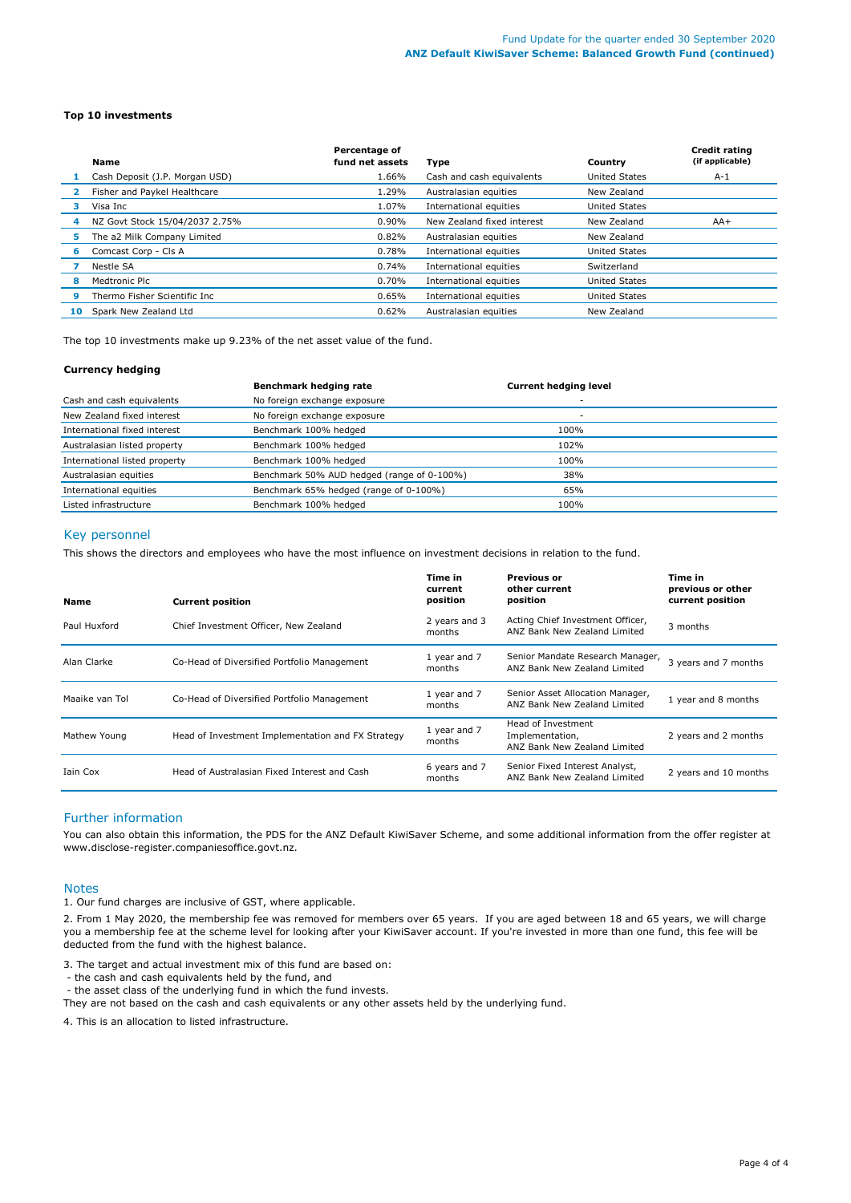### Top 10 investments

| | Name | Percentage of fund net assets | Type | Country | Credit rating (if applicable) |
|---|---|---|---|---|---|
| 1 | Cash Deposit (J.P. Morgan USD) | 1.66% | Cash and cash equivalents | United States | A-1 |
| 2 | Fisher and Paykel Healthcare | 1.29% | Australasian equities | New Zealand | |
| 3 | Visa Inc | 1.07% | International equities | United States | |
| 4 | NZ Govt Stock 15/04/2037 2.75% | 0.90% | New Zealand fixed interest | New Zealand | AA+ |
| 5 | The a2 Milk Company Limited | 0.82% | Australasian equities | New Zealand | |
| 6 | Comcast Corp - Cls A | 0.78% | International equities | United States | |
| 7 | Nestle SA | 0.74% | International equities | Switzerland | |
| 8 | Medtronic Plc | 0.70% | International equities | United States | |
| 9 | Thermo Fisher Scientific Inc | 0.65% | International equities | United States | |
| 10 | Spark New Zealand Ltd | 0.62% | Australasian equities | New Zealand | |

The top 10 investments make up 9.23% of the net asset value of the fund.

### Currency hedging

| | Benchmark hedging rate | Current hedging level |
|---|---|---|
| Cash and cash equivalents | No foreign exchange exposure | - |
| New Zealand fixed interest | No foreign exchange exposure | - |
| International fixed interest | Benchmark 100% hedged | 100% |
| Australasian listed property | Benchmark 100% hedged | 102% |
| International listed property | Benchmark 100% hedged | 100% |
| Australasian equities | Benchmark 50% AUD hedged (range of 0-100%) | 38% |
| International equities | Benchmark 65% hedged (range of 0-100%) | 65% |
| Listed infrastructure | Benchmark 100% hedged | 100% |

## Key personnel

This shows the directors and employees who have the most influence on investment decisions in relation to the fund.

| Name | Current position | Time in current position | Previous or other current position | Time in previous or other current position |
|---|---|---|---|---|
| Paul Huxford | Chief Investment Officer, New Zealand | 2 years and 3 months | Acting Chief Investment Officer, ANZ Bank New Zealand Limited | 3 months |
| Alan Clarke | Co-Head of Diversified Portfolio Management | 1 year and 7 months | Senior Mandate Research Manager, ANZ Bank New Zealand Limited | 3 years and 7 months |
| Maaike van Tol | Co-Head of Diversified Portfolio Management | 1 year and 7 months | Senior Asset Allocation Manager, ANZ Bank New Zealand Limited | 1 year and 8 months |
| Mathew Young | Head of Investment Implementation and FX Strategy | 1 year and 7 months | Head of Investment Implementation, ANZ Bank New Zealand Limited | 2 years and 2 months |
| Iain Cox | Head of Australasian Fixed Interest and Cash | 6 years and 7 months | Senior Fixed Interest Analyst, ANZ Bank New Zealand Limited | 2 years and 10 months |

## Further information

You can also obtain this information, the PDS for the ANZ Default KiwiSaver Scheme, and some additional information from the offer register at www.disclose-register.companiesoffice.govt.nz.

## Notes

1. Our fund charges are inclusive of GST, where applicable.

2. From 1 May 2020, the membership fee was removed for members over 65 years. If you are aged between 18 and 65 years, we will charge you a membership fee at the scheme level for looking after your KiwiSaver account. If you're invested in more than one fund, this fee will be deducted from the fund with the highest balance.

3. The target and actual investment mix of this fund are based on:
- the cash and cash equivalents held by the fund, and
- the asset class of the underlying fund in which the fund invests.

They are not based on the cash and cash equivalents or any other assets held by the underlying fund.

4. This is an allocation to listed infrastructure.